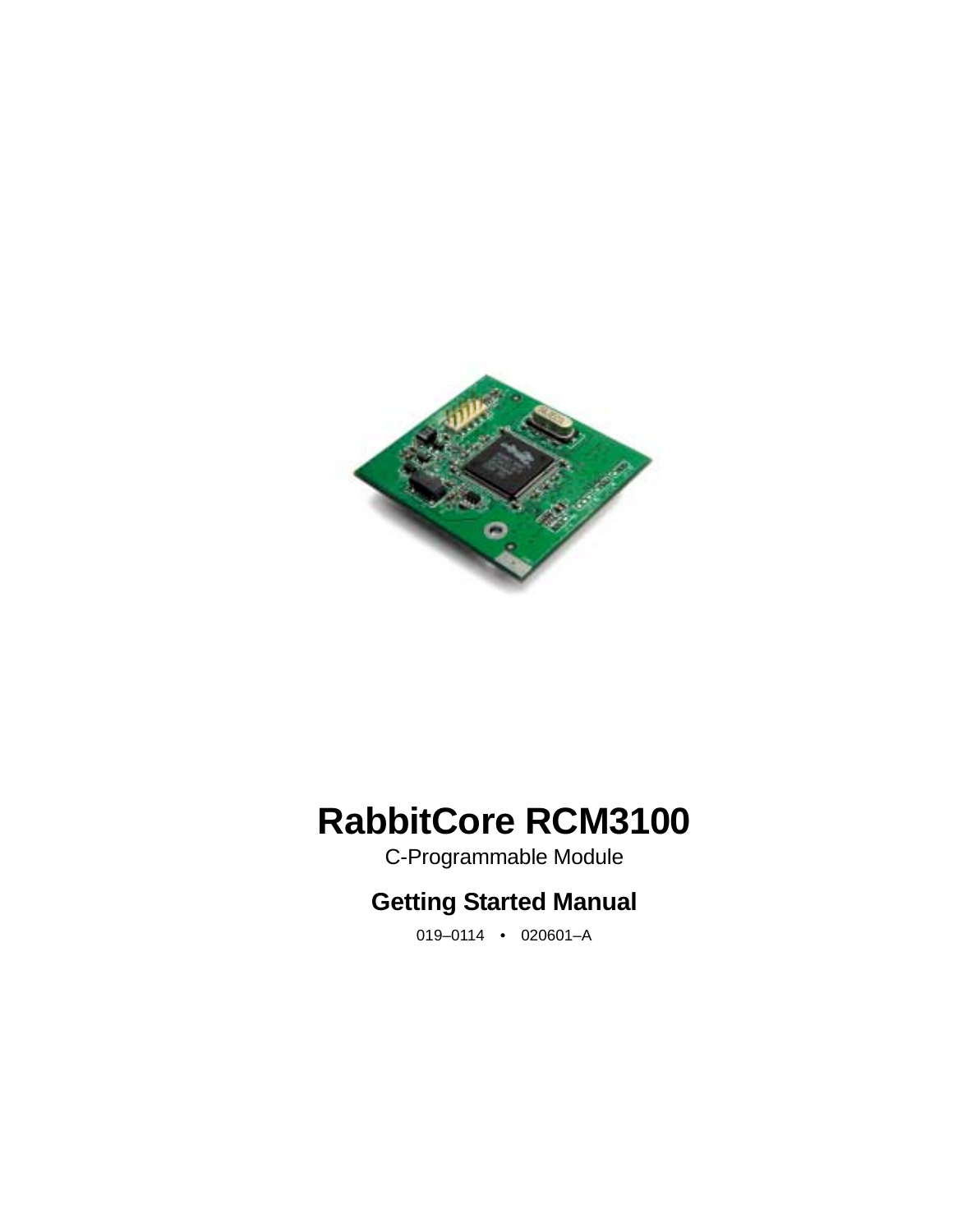# RabbitCore RCM3100

C-Programmable Module

## Getting Started Manual

019–0114 • 020601–A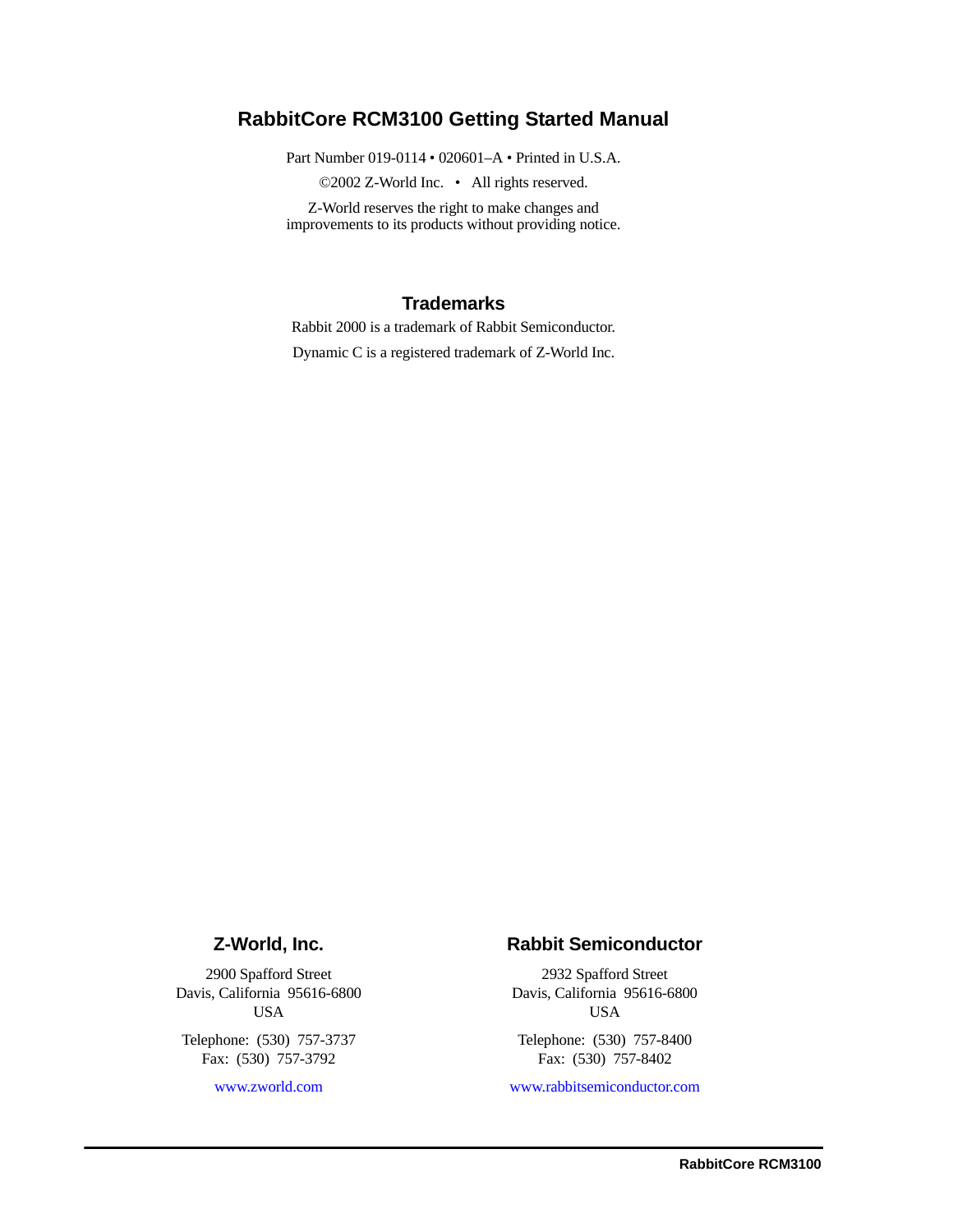# RabbitCore RCM3100 Getting Started Manual

Part Number 019-0114 • 020601–A • Printed in U.S.A.

©2002 Z-World Inc. • All rights reserved.

Z-World reserves the right to make changes and improvements to its products without providing notice.

## Trademarks

Rabbit 2000 is a trademark of Rabbit Semiconductor.

Dynamic C is a registered trademark of Z-World Inc.

### Z-World, Inc.

2900 Spafford Street
Davis, California 95616-6800
USA

Telephone: (530) 757-3737
Fax: (530) 757-3792

www.zworld.com

### Rabbit Semiconductor

2932 Spafford Street
Davis, California 95616-6800
USA

Telephone: (530) 757-8400
Fax: (530) 757-8402

www.rabbitsemiconductor.com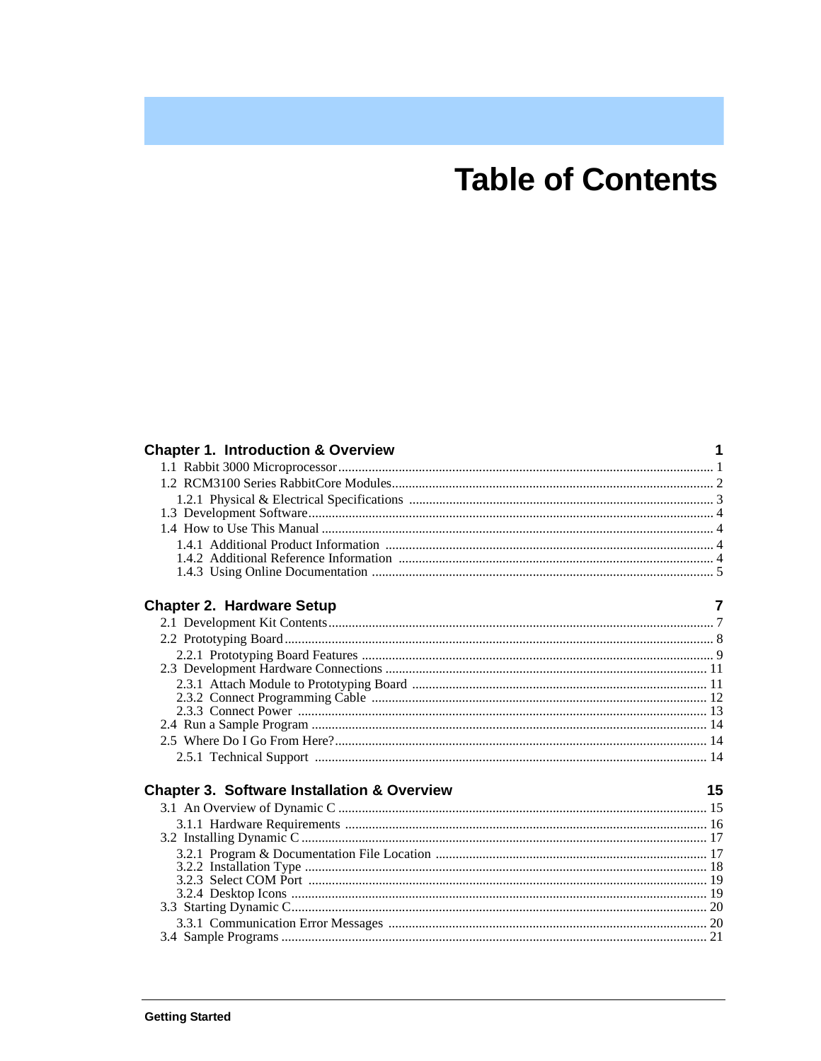# Table of Contents

| Chapter 1. Introduction & Overview | 1 |
|---|---|
| 1.1 Rabbit 3000 Microprocessor | 1 |
| 1.2 RCM3100 Series RabbitCore Modules | 2 |
| 1.2.1 Physical & Electrical Specifications | 3 |
| 1.3 Development Software | 4 |
| 1.4 How to Use This Manual | 4 |
| 1.4.1 Additional Product Information | 4 |
| 1.4.2 Additional Reference Information | 4 |
| 1.4.3 Using Online Documentation | 5 |

| Chapter 2. Hardware Setup | 7 |
|---|---|
| 2.1 Development Kit Contents | 7 |
| 2.2 Prototyping Board | 8 |
| 2.2.1 Prototyping Board Features | 9 |
| 2.3 Development Hardware Connections | 11 |
| 2.3.1 Attach Module to Prototyping Board | 11 |
| 2.3.2 Connect Programming Cable | 12 |
| 2.3.3 Connect Power | 13 |
| 2.4 Run a Sample Program | 14 |
| 2.5 Where Do I Go From Here? | 14 |
| 2.5.1 Technical Support | 14 |

| Chapter 3. Software Installation & Overview | 15 |
|---|---|
| 3.1 An Overview of Dynamic C | 15 |
| 3.1.1 Hardware Requirements | 16 |
| 3.2 Installing Dynamic C | 17 |
| 3.2.1 Program & Documentation File Location | 17 |
| 3.2.2 Installation Type | 18 |
| 3.2.3 Select COM Port | 19 |
| 3.2.4 Desktop Icons | 19 |
| 3.3 Starting Dynamic C | 20 |
| 3.3.1 Communication Error Messages | 20 |
| 3.4 Sample Programs | 21 |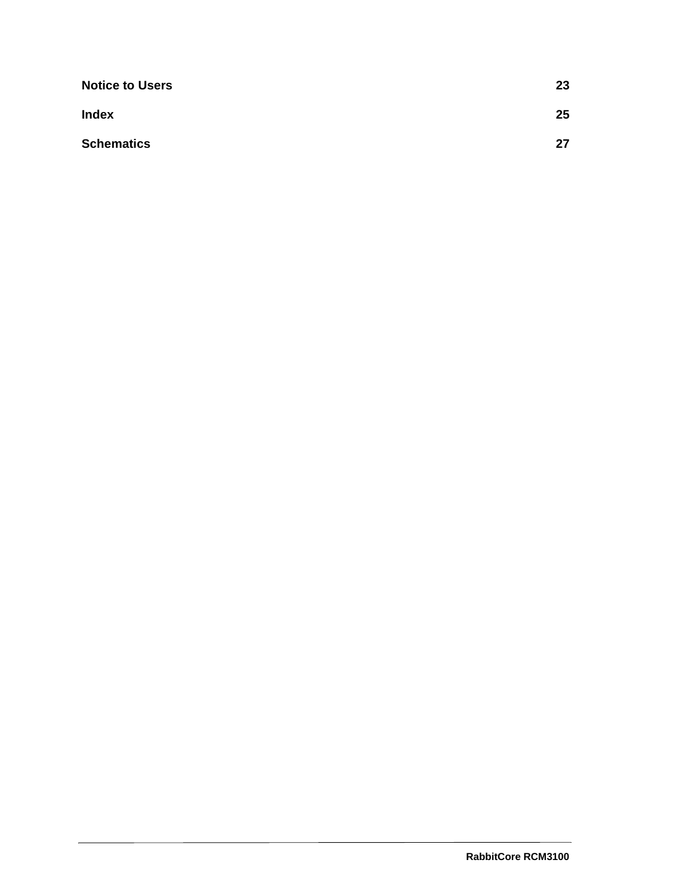**Notice to Users** 23

**Index** 25

**Schematics** 27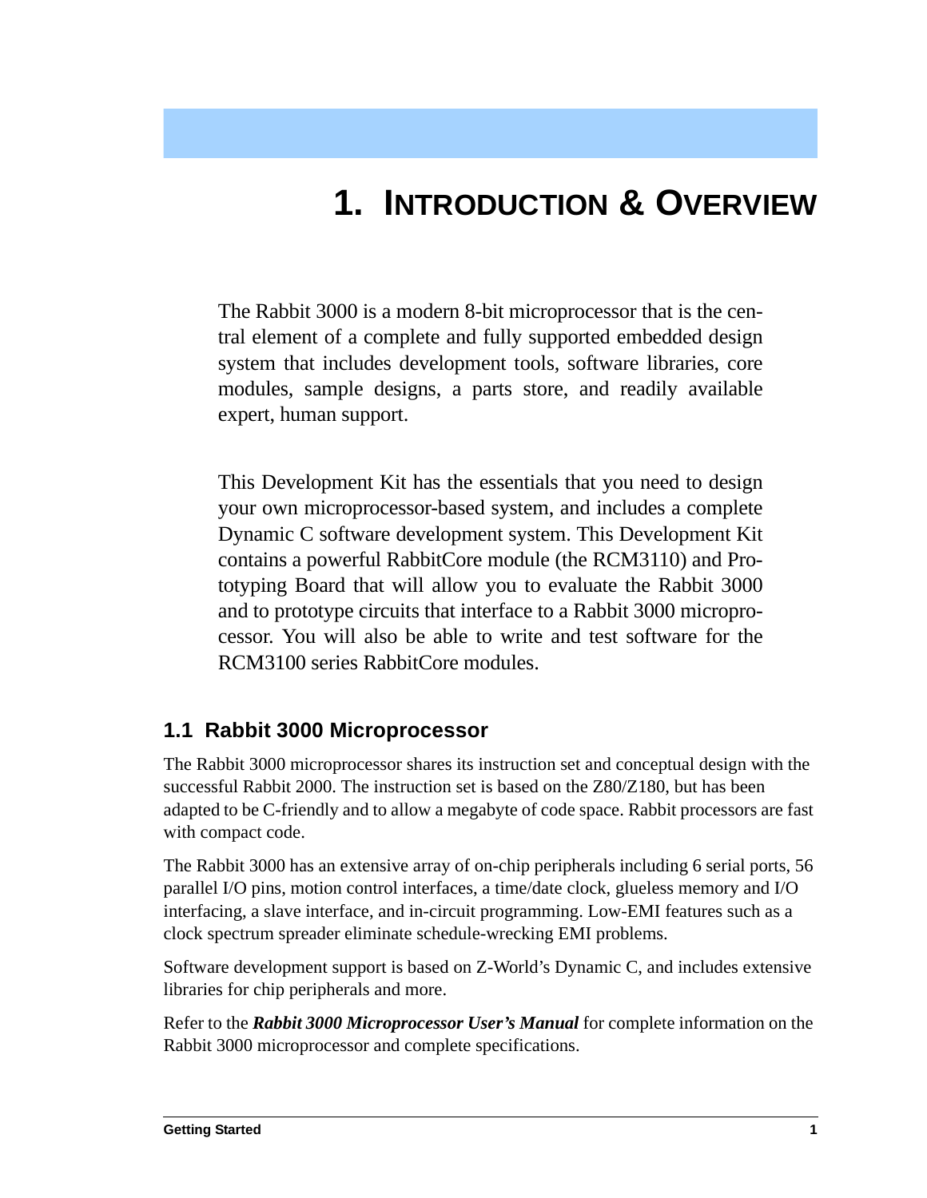# 1. Introduction & Overview

The Rabbit 3000 is a modern 8-bit microprocessor that is the central element of a complete and fully supported embedded design system that includes development tools, software libraries, core modules, sample designs, a parts store, and readily available expert, human support.

This Development Kit has the essentials that you need to design your own microprocessor-based system, and includes a complete Dynamic C software development system. This Development Kit contains a powerful RabbitCore module (the RCM3110) and Prototyping Board that will allow you to evaluate the Rabbit 3000 and to prototype circuits that interface to a Rabbit 3000 microprocessor. You will also be able to write and test software for the RCM3100 series RabbitCore modules.

## 1.1 Rabbit 3000 Microprocessor

The Rabbit 3000 microprocessor shares its instruction set and conceptual design with the successful Rabbit 2000. The instruction set is based on the Z80/Z180, but has been adapted to be C-friendly and to allow a megabyte of code space. Rabbit processors are fast with compact code.

The Rabbit 3000 has an extensive array of on-chip peripherals including 6 serial ports, 56 parallel I/O pins, motion control interfaces, a time/date clock, glueless memory and I/O interfacing, a slave interface, and in-circuit programming. Low-EMI features such as a clock spectrum spreader eliminate schedule-wrecking EMI problems.

Software development support is based on Z-World's Dynamic C, and includes extensive libraries for chip peripherals and more.

Refer to the ***Rabbit 3000 Microprocessor User's Manual*** for complete information on the Rabbit 3000 microprocessor and complete specifications.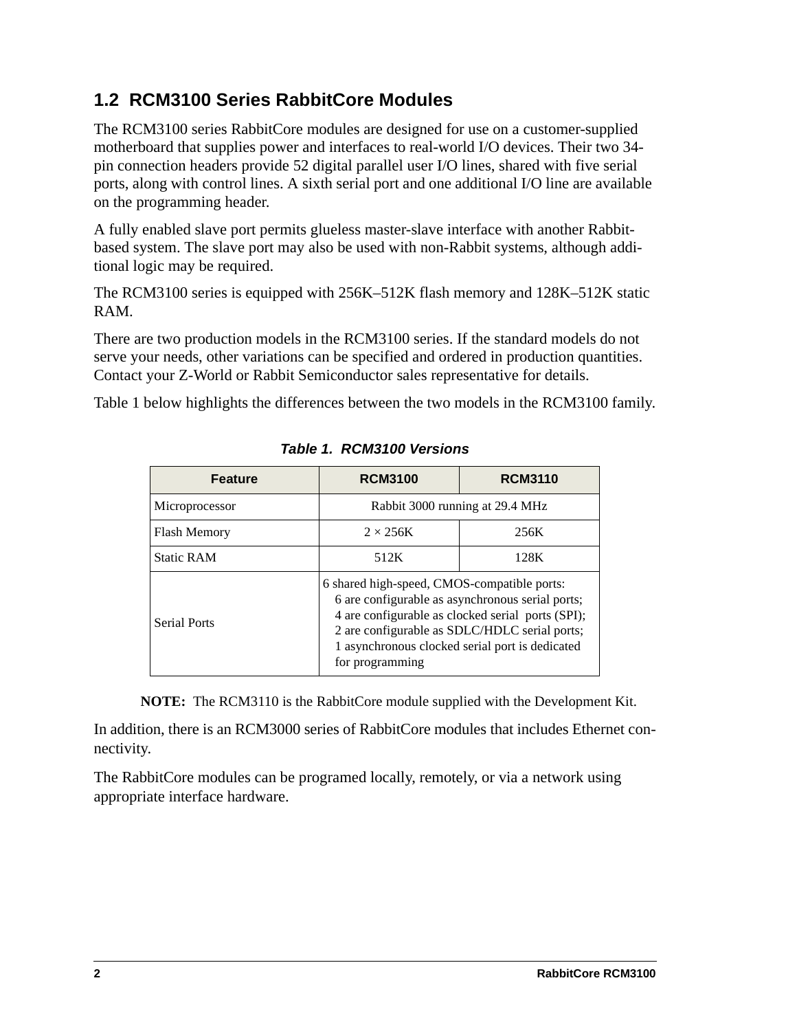## 1.2 RCM3100 Series RabbitCore Modules

The RCM3100 series RabbitCore modules are designed for use on a customer-supplied motherboard that supplies power and interfaces to real-world I/O devices. Their two 34-pin connection headers provide 52 digital parallel user I/O lines, shared with five serial ports, along with control lines. A sixth serial port and one additional I/O line are available on the programming header.

A fully enabled slave port permits glueless master-slave interface with another Rabbit-based system. The slave port may also be used with non-Rabbit systems, although additional logic may be required.

The RCM3100 series is equipped with 256K–512K flash memory and 128K–512K static RAM.

There are two production models in the RCM3100 series. If the standard models do not serve your needs, other variations can be specified and ordered in production quantities. Contact your Z-World or Rabbit Semiconductor sales representative for details.

Table 1 below highlights the differences between the two models in the RCM3100 family.

***Table 1. RCM3100 Versions***

| Feature | RCM3100 | RCM3110 |
|---|---|---|
| Microprocessor | Rabbit 3000 running at 29.4 MHz | |
| Flash Memory | 2 × 256K | 256K |
| Static RAM | 512K | 128K |
| Serial Ports | 6 shared high-speed, CMOS-compatible ports: 6 are configurable as asynchronous serial ports; 4 are configurable as clocked serial ports (SPI); 2 are configurable as SDLC/HDLC serial ports; 1 asynchronous clocked serial port is dedicated for programming | |

**NOTE:** The RCM3110 is the RabbitCore module supplied with the Development Kit.

In addition, there is an RCM3000 series of RabbitCore modules that includes Ethernet connectivity.

The RabbitCore modules can be programed locally, remotely, or via a network using appropriate interface hardware.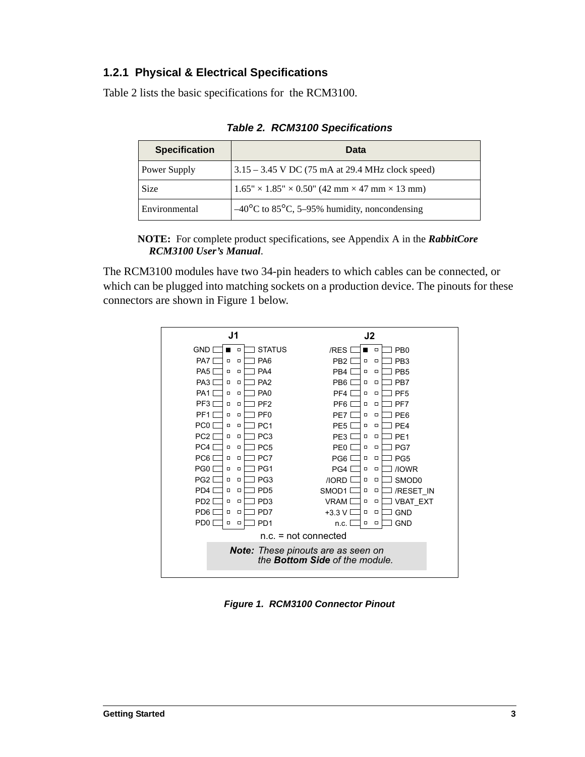### 1.2.1 Physical & Electrical Specifications

Table 2 lists the basic specifications for the RCM3100.

*Table 2. RCM3100 Specifications*

| Specification | Data |
|---|---|
| Power Supply | 3.15 – 3.45 V DC (75 mA at 29.4 MHz clock speed) |
| Size | 1.65" × 1.85" × 0.50" (42 mm × 47 mm × 13 mm) |
| Environmental | –40°C to 85°C, 5–95% humidity, noncondensing |

**NOTE:** For complete product specifications, see Appendix A in the ***RabbitCore RCM3100 User's Manual***.

The RCM3100 modules have two 34-pin headers to which cables can be connected, or which can be plugged into matching sockets on a production device. The pinouts for these connectors are shown in Figure 1 below.

**J1**

| | |
|---|---|
| GND | STATUS |
| PA7 | PA6 |
| PA5 | PA4 |
| PA3 | PA2 |
| PA1 | PA0 |
| PF3 | PF2 |
| PF1 | PF0 |
| PC0 | PC1 |
| PC2 | PC3 |
| PC4 | PC5 |
| PC6 | PC7 |
| PG0 | PG1 |
| PG2 | PG3 |
| PD4 | PD5 |
| PD2 | PD3 |
| PD6 | PD7 |
| PD0 | PD1 |

**J2**

| | |
|---|---|
| /RES | PB0 |
| PB2 | PB3 |
| PB4 | PB5 |
| PB6 | PB7 |
| PF4 | PF5 |
| PF6 | PF7 |
| PE7 | PE6 |
| PE5 | PE4 |
| PE3 | PE1 |
| PE0 | PG7 |
| PG6 | PG5 |
| PG4 | /IOWR |
| /IORD | SMOD0 |
| SMOD1 | /RESET_IN |
| VRAM | VBAT_EXT |
| +3.3 V | GND |
| n.c. | GND |

n.c. = not connected

***Note:*** *These pinouts are as seen on the **Bottom Side** of the module.*

*Figure 1. RCM3100 Connector Pinout*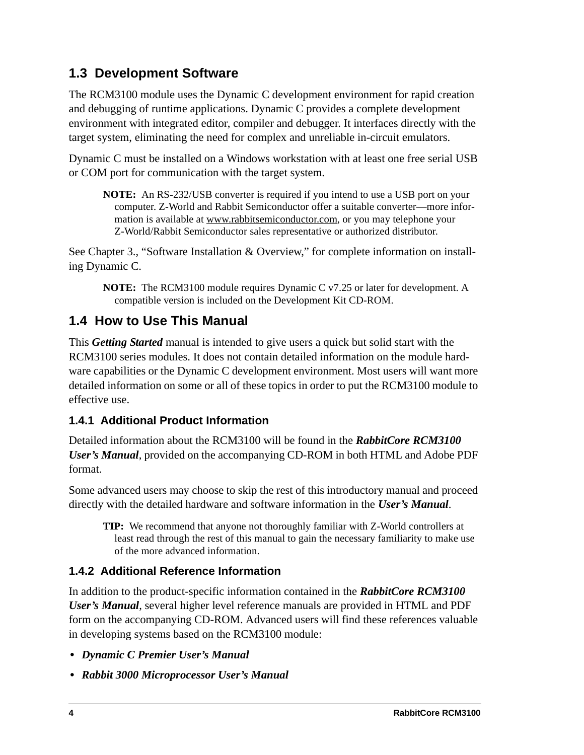## 1.3 Development Software

The RCM3100 module uses the Dynamic C development environment for rapid creation and debugging of runtime applications. Dynamic C provides a complete development environment with integrated editor, compiler and debugger. It interfaces directly with the target system, eliminating the need for complex and unreliable in-circuit emulators.

Dynamic C must be installed on a Windows workstation with at least one free serial USB or COM port for communication with the target system.

> **NOTE:** An RS-232/USB converter is required if you intend to use a USB port on your computer. Z-World and Rabbit Semiconductor offer a suitable converter—more information is available at www.rabbitsemiconductor.com, or you may telephone your Z-World/Rabbit Semiconductor sales representative or authorized distributor.

See Chapter 3., "Software Installation & Overview," for complete information on installing Dynamic C.

> **NOTE:** The RCM3100 module requires Dynamic C v7.25 or later for development. A compatible version is included on the Development Kit CD-ROM.

## 1.4 How to Use This Manual

This ***Getting Started*** manual is intended to give users a quick but solid start with the RCM3100 series modules. It does not contain detailed information on the module hardware capabilities or the Dynamic C development environment. Most users will want more detailed information on some or all of these topics in order to put the RCM3100 module to effective use.

### 1.4.1 Additional Product Information

Detailed information about the RCM3100 will be found in the ***RabbitCore RCM3100 User's Manual***, provided on the accompanying CD-ROM in both HTML and Adobe PDF format.

Some advanced users may choose to skip the rest of this introductory manual and proceed directly with the detailed hardware and software information in the ***User's Manual***.

> **TIP:** We recommend that anyone not thoroughly familiar with Z-World controllers at least read through the rest of this manual to gain the necessary familiarity to make use of the more advanced information.

### 1.4.2 Additional Reference Information

In addition to the product-specific information contained in the ***RabbitCore RCM3100 User's Manual***, several higher level reference manuals are provided in HTML and PDF form on the accompanying CD-ROM. Advanced users will find these references valuable in developing systems based on the RCM3100 module:

- ***Dynamic C Premier User's Manual***
- ***Rabbit 3000 Microprocessor User's Manual***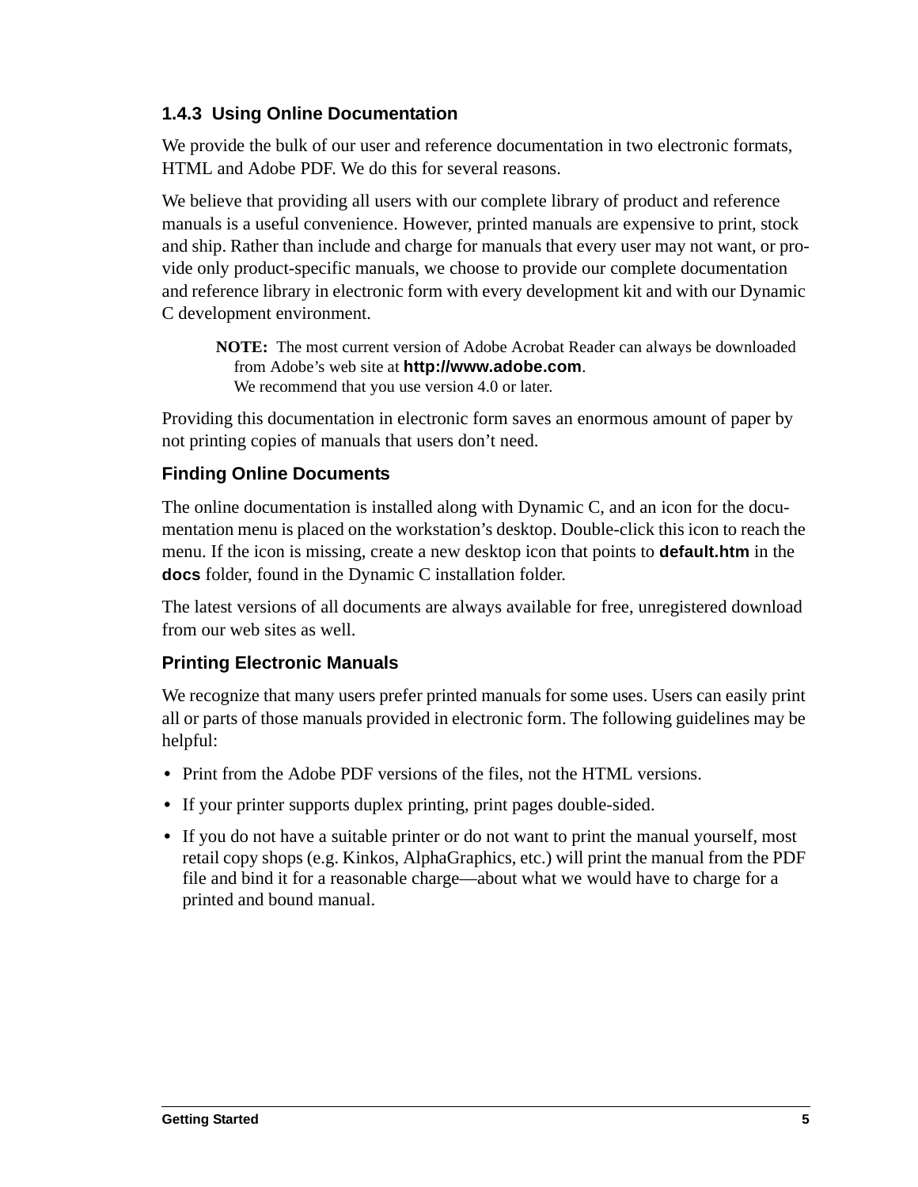### 1.4.3 Using Online Documentation

We provide the bulk of our user and reference documentation in two electronic formats, HTML and Adobe PDF. We do this for several reasons.

We believe that providing all users with our complete library of product and reference manuals is a useful convenience. However, printed manuals are expensive to print, stock and ship. Rather than include and charge for manuals that every user may not want, or provide only product-specific manuals, we choose to provide our complete documentation and reference library in electronic form with every development kit and with our Dynamic C development environment.

> **NOTE:** The most current version of Adobe Acrobat Reader can always be downloaded from Adobe's web site at **http://www.adobe.com**.
> We recommend that you use version 4.0 or later.

Providing this documentation in electronic form saves an enormous amount of paper by not printing copies of manuals that users don't need.

#### Finding Online Documents

The online documentation is installed along with Dynamic C, and an icon for the documentation menu is placed on the workstation's desktop. Double-click this icon to reach the menu. If the icon is missing, create a new desktop icon that points to **default.htm** in the **docs** folder, found in the Dynamic C installation folder.

The latest versions of all documents are always available for free, unregistered download from our web sites as well.

#### Printing Electronic Manuals

We recognize that many users prefer printed manuals for some uses. Users can easily print all or parts of those manuals provided in electronic form. The following guidelines may be helpful:

- Print from the Adobe PDF versions of the files, not the HTML versions.
- If your printer supports duplex printing, print pages double-sided.
- If you do not have a suitable printer or do not want to print the manual yourself, most retail copy shops (e.g. Kinkos, AlphaGraphics, etc.) will print the manual from the PDF file and bind it for a reasonable charge—about what we would have to charge for a printed and bound manual.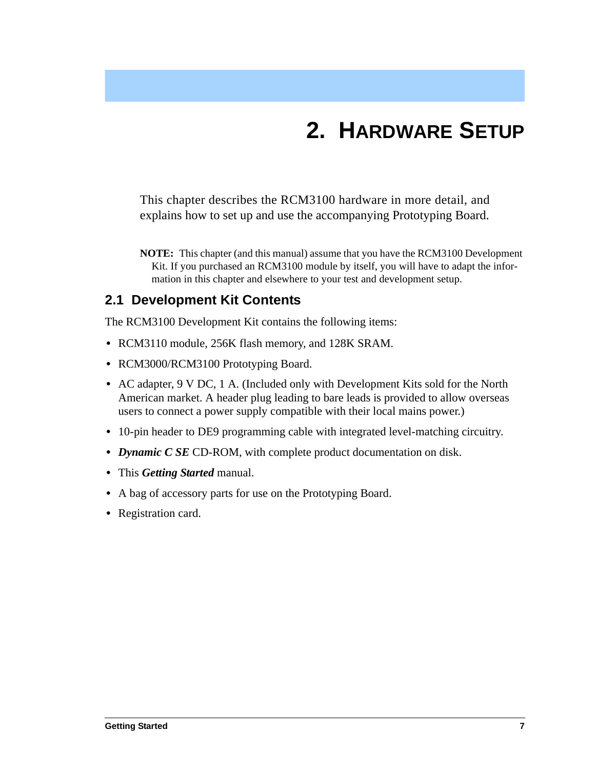# 2. Hardware Setup

This chapter describes the RCM3100 hardware in more detail, and explains how to set up and use the accompanying Prototyping Board.

**NOTE:** This chapter (and this manual) assume that you have the RCM3100 Development Kit. If you purchased an RCM3100 module by itself, you will have to adapt the information in this chapter and elsewhere to your test and development setup.

## 2.1 Development Kit Contents

The RCM3100 Development Kit contains the following items:

- RCM3110 module, 256K flash memory, and 128K SRAM.
- RCM3000/RCM3100 Prototyping Board.
- AC adapter, 9 V DC, 1 A. (Included only with Development Kits sold for the North American market. A header plug leading to bare leads is provided to allow overseas users to connect a power supply compatible with their local mains power.)
- 10-pin header to DE9 programming cable with integrated level-matching circuitry.
- ***Dynamic C SE*** CD-ROM, with complete product documentation on disk.
- This ***Getting Started*** manual.
- A bag of accessory parts for use on the Prototyping Board.
- Registration card.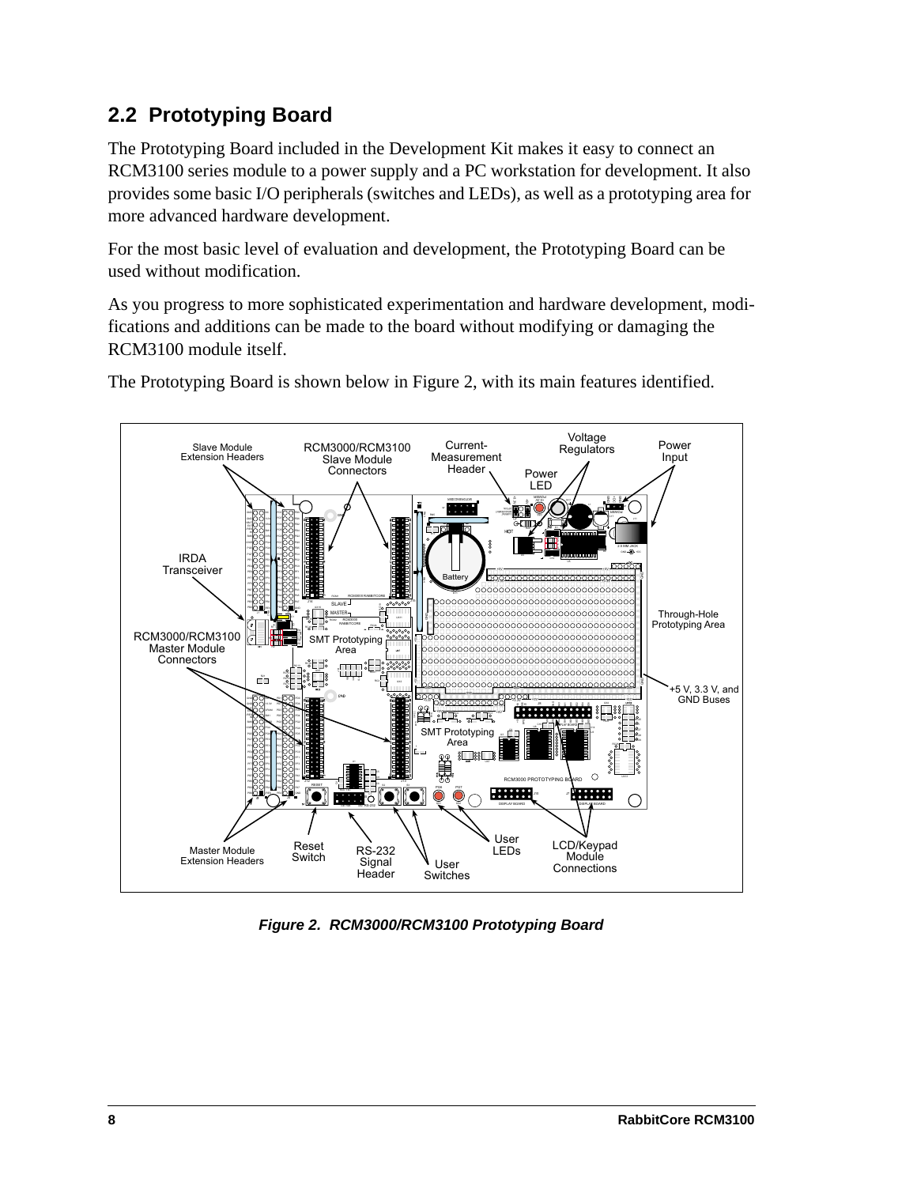## 2.2 Prototyping Board

The Prototyping Board included in the Development Kit makes it easy to connect an RCM3100 series module to a power supply and a PC workstation for development. It also provides some basic I/O peripherals (switches and LEDs), as well as a prototyping area for more advanced hardware development.

For the most basic level of evaluation and development, the Prototyping Board can be used without modification.

As you progress to more sophisticated experimentation and hardware development, modifications and additions can be made to the board without modifying or damaging the RCM3100 module itself.

The Prototyping Board is shown below in Figure 2, with its main features identified.

*Figure 2. RCM3000/RCM3100 Prototyping Board*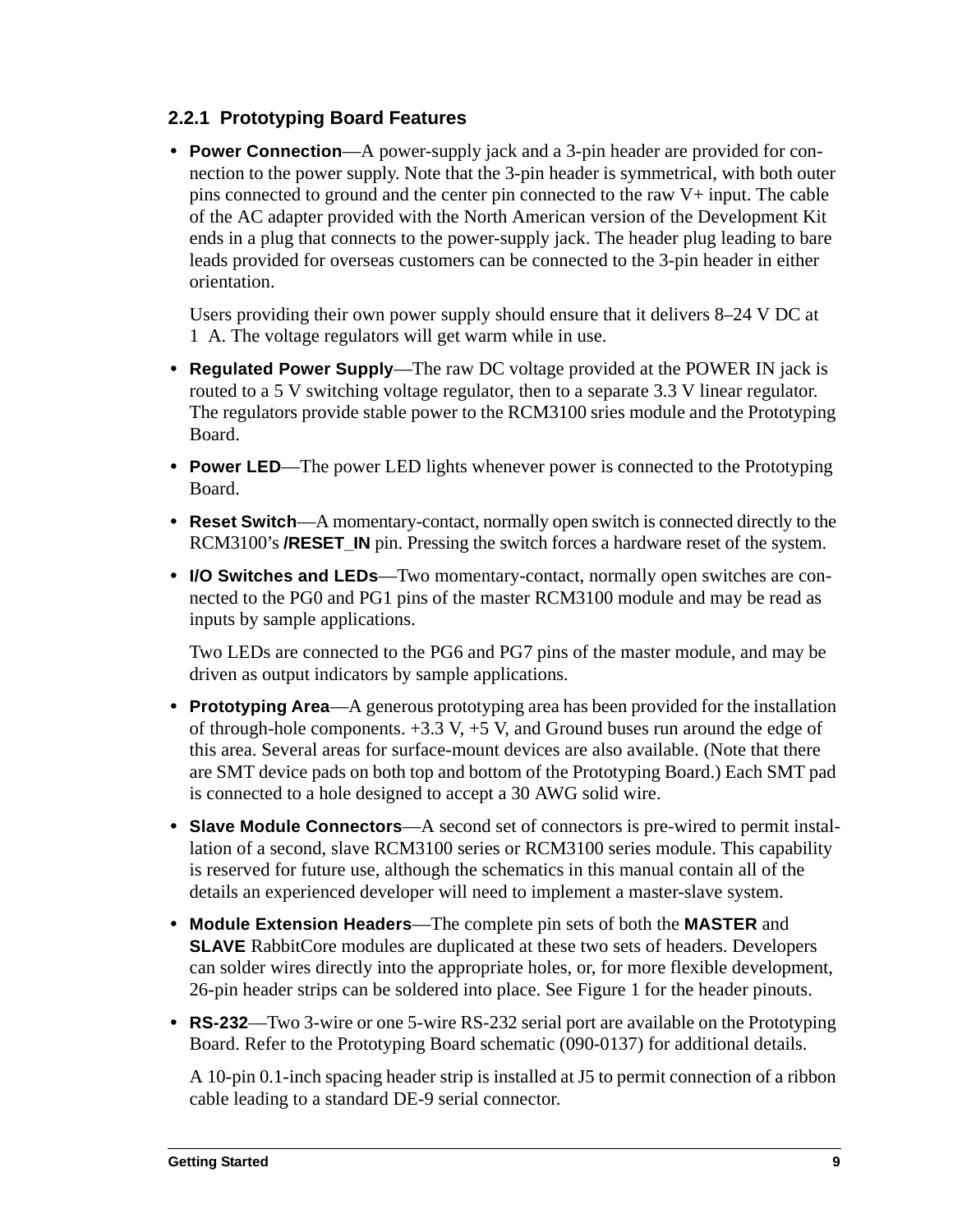### 2.2.1 Prototyping Board Features

- **Power Connection**—A power-supply jack and a 3-pin header are provided for connection to the power supply. Note that the 3-pin header is symmetrical, with both outer pins connected to ground and the center pin connected to the raw V+ input. The cable of the AC adapter provided with the North American version of the Development Kit ends in a plug that connects to the power-supply jack. The header plug leading to bare leads provided for overseas customers can be connected to the 3-pin header in either orientation.

  Users providing their own power supply should ensure that it delivers 8–24 V DC at 1 A. The voltage regulators will get warm while in use.

- **Regulated Power Supply**—The raw DC voltage provided at the POWER IN jack is routed to a 5 V switching voltage regulator, then to a separate 3.3 V linear regulator. The regulators provide stable power to the RCM3100 sries module and the Prototyping Board.

- **Power LED**—The power LED lights whenever power is connected to the Prototyping Board.

- **Reset Switch**—A momentary-contact, normally open switch is connected directly to the RCM3100's **/RESET_IN** pin. Pressing the switch forces a hardware reset of the system.

- **I/O Switches and LEDs**—Two momentary-contact, normally open switches are connected to the PG0 and PG1 pins of the master RCM3100 module and may be read as inputs by sample applications.

  Two LEDs are connected to the PG6 and PG7 pins of the master module, and may be driven as output indicators by sample applications.

- **Prototyping Area**—A generous prototyping area has been provided for the installation of through-hole components. +3.3 V, +5 V, and Ground buses run around the edge of this area. Several areas for surface-mount devices are also available. (Note that there are SMT device pads on both top and bottom of the Prototyping Board.) Each SMT pad is connected to a hole designed to accept a 30 AWG solid wire.

- **Slave Module Connectors**—A second set of connectors is pre-wired to permit installation of a second, slave RCM3100 series or RCM3100 series module. This capability is reserved for future use, although the schematics in this manual contain all of the details an experienced developer will need to implement a master-slave system.

- **Module Extension Headers**—The complete pin sets of both the **MASTER** and **SLAVE** RabbitCore modules are duplicated at these two sets of headers. Developers can solder wires directly into the appropriate holes, or, for more flexible development, 26-pin header strips can be soldered into place. See Figure 1 for the header pinouts.

- **RS-232**—Two 3-wire or one 5-wire RS-232 serial port are available on the Prototyping Board. Refer to the Prototyping Board schematic (090-0137) for additional details.

  A 10-pin 0.1-inch spacing header strip is installed at J5 to permit connection of a ribbon cable leading to a standard DE-9 serial connector.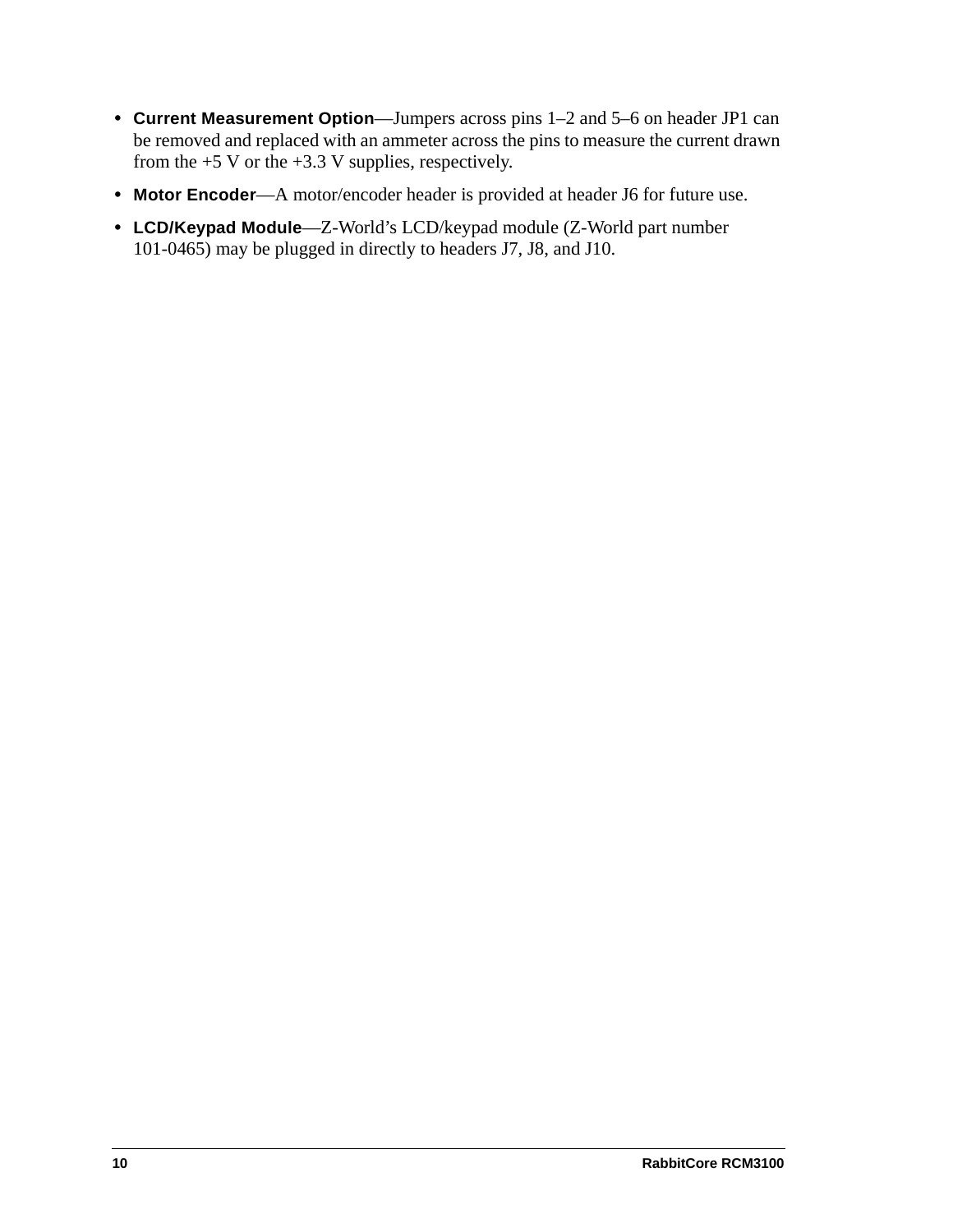- **Current Measurement Option**—Jumpers across pins 1–2 and 5–6 on header JP1 can be removed and replaced with an ammeter across the pins to measure the current drawn from the +5 V or the +3.3 V supplies, respectively.
- **Motor Encoder**—A motor/encoder header is provided at header J6 for future use.
- **LCD/Keypad Module**—Z-World's LCD/keypad module (Z-World part number 101-0465) may be plugged in directly to headers J7, J8, and J10.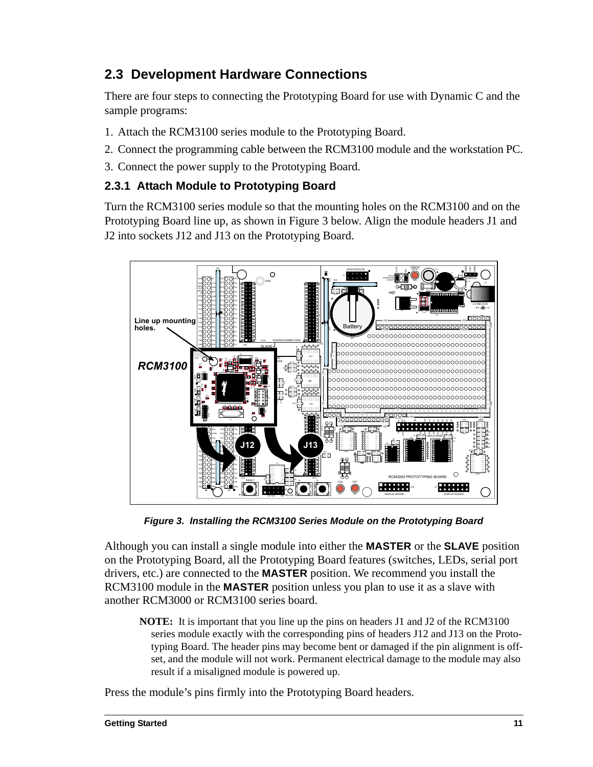## 2.3 Development Hardware Connections

There are four steps to connecting the Prototyping Board for use with Dynamic C and the sample programs:

1. Attach the RCM3100 series module to the Prototyping Board.
2. Connect the programming cable between the RCM3100 module and the workstation PC.
3. Connect the power supply to the Prototyping Board.

### 2.3.1 Attach Module to Prototyping Board

Turn the RCM3100 series module so that the mounting holes on the RCM3100 and on the Prototyping Board line up, as shown in Figure 3 below. Align the module headers J1 and J2 into sockets J12 and J13 on the Prototyping Board.

***Figure 3. Installing the RCM3100 Series Module on the Prototyping Board***

Although you can install a single module into either the **MASTER** or the **SLAVE** position on the Prototyping Board, all the Prototyping Board features (switches, LEDs, serial port drivers, etc.) are connected to the **MASTER** position. We recommend you install the RCM3100 module in the **MASTER** position unless you plan to use it as a slave with another RCM3000 or RCM3100 series board.

> **NOTE:** It is important that you line up the pins on headers J1 and J2 of the RCM3100 series module exactly with the corresponding pins of headers J12 and J13 on the Prototyping Board. The header pins may become bent or damaged if the pin alignment is offset, and the module will not work. Permanent electrical damage to the module may also result if a misaligned module is powered up.

Press the module's pins firmly into the Prototyping Board headers.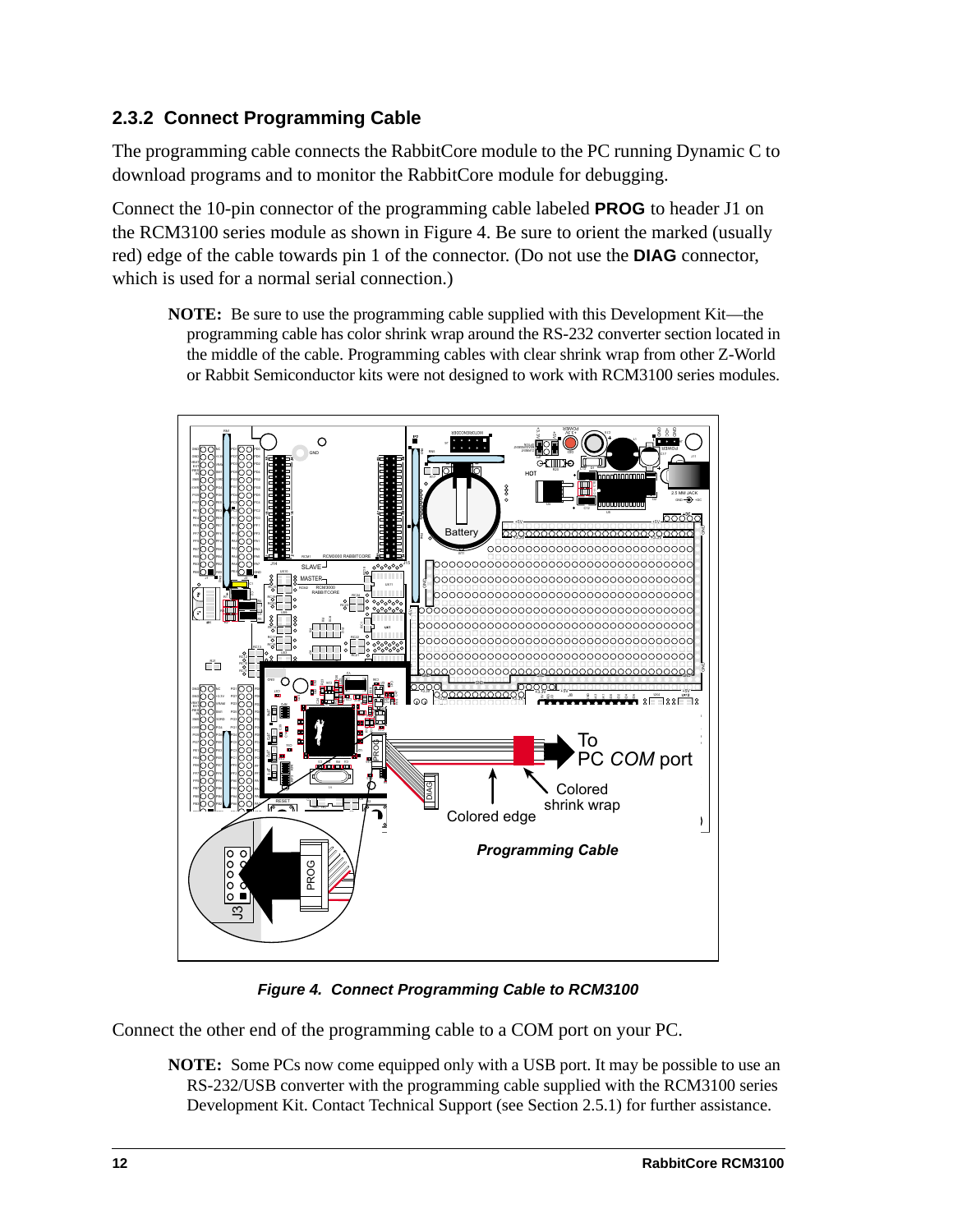### 2.3.2 Connect Programming Cable

The programming cable connects the RabbitCore module to the PC running Dynamic C to download programs and to monitor the RabbitCore module for debugging.

Connect the 10-pin connector of the programming cable labeled **PROG** to header J1 on the RCM3100 series module as shown in Figure 4. Be sure to orient the marked (usually red) edge of the cable towards pin 1 of the connector. (Do not use the **DIAG** connector, which is used for a normal serial connection.)

**NOTE:** Be sure to use the programming cable supplied with this Development Kit—the programming cable has color shrink wrap around the RS-232 converter section located in the middle of the cable. Programming cables with clear shrink wrap from other Z-World or Rabbit Semiconductor kits were not designed to work with RCM3100 series modules.

***Figure 4. Connect Programming Cable to RCM3100***

Connect the other end of the programming cable to a COM port on your PC.

**NOTE:** Some PCs now come equipped only with a USB port. It may be possible to use an RS-232/USB converter with the programming cable supplied with the RCM3100 series Development Kit. Contact Technical Support (see Section 2.5.1) for further assistance.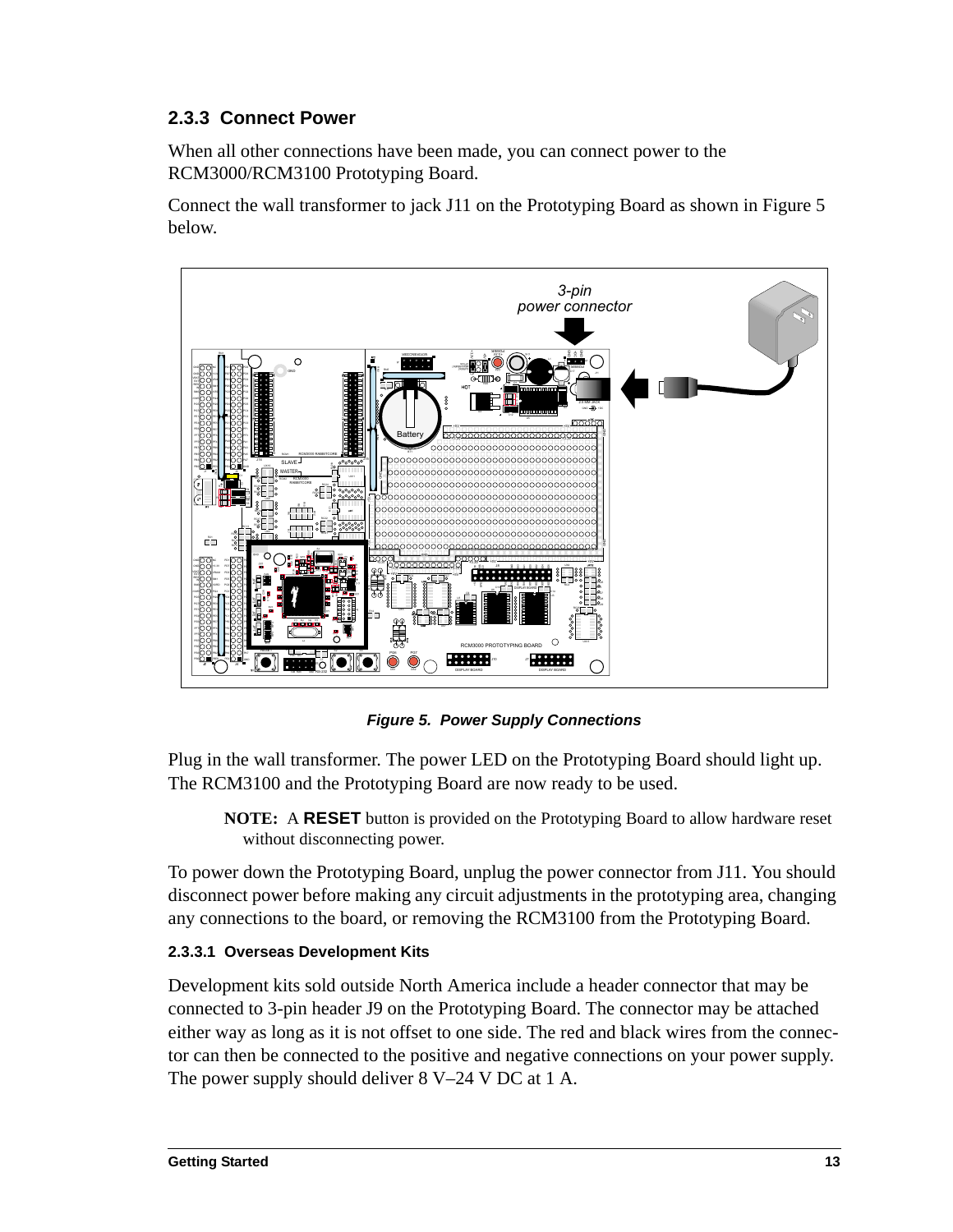### 2.3.3 Connect Power

When all other connections have been made, you can connect power to the RCM3000/RCM3100 Prototyping Board.

Connect the wall transformer to jack J11 on the Prototyping Board as shown in Figure 5 below.

***Figure 5. Power Supply Connections***

Plug in the wall transformer. The power LED on the Prototyping Board should light up. The RCM3100 and the Prototyping Board are now ready to be used.

> **NOTE:** A **RESET** button is provided on the Prototyping Board to allow hardware reset without disconnecting power.

To power down the Prototyping Board, unplug the power connector from J11. You should disconnect power before making any circuit adjustments in the prototyping area, changing any connections to the board, or removing the RCM3100 from the Prototyping Board.

#### 2.3.3.1 Overseas Development Kits

Development kits sold outside North America include a header connector that may be connected to 3-pin header J9 on the Prototyping Board. The connector may be attached either way as long as it is not offset to one side. The red and black wires from the connector can then be connected to the positive and negative connections on your power supply. The power supply should deliver 8 V–24 V DC at 1 A.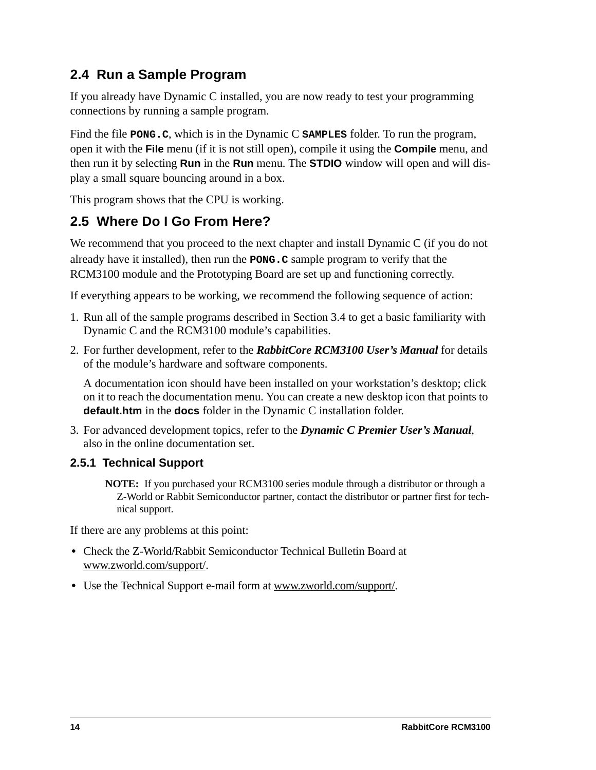## 2.4 Run a Sample Program

If you already have Dynamic C installed, you are now ready to test your programming connections by running a sample program.

Find the file **`PONG.C`**, which is in the Dynamic C **`SAMPLES`** folder. To run the program, open it with the **File** menu (if it is not still open), compile it using the **Compile** menu, and then run it by selecting **Run** in the **Run** menu. The **STDIO** window will open and will display a small square bouncing around in a box.

This program shows that the CPU is working.

## 2.5 Where Do I Go From Here?

We recommend that you proceed to the next chapter and install Dynamic C (if you do not already have it installed), then run the **`PONG.C`** sample program to verify that the RCM3100 module and the Prototyping Board are set up and functioning correctly.

If everything appears to be working, we recommend the following sequence of action:

1. Run all of the sample programs described in Section 3.4 to get a basic familiarity with Dynamic C and the RCM3100 module's capabilities.
2. For further development, refer to the ***RabbitCore RCM3100 User's Manual*** for details of the module's hardware and software components.

   A documentation icon should have been installed on your workstation's desktop; click on it to reach the documentation menu. You can create a new desktop icon that points to **default.htm** in the **docs** folder in the Dynamic C installation folder.
3. For advanced development topics, refer to the ***Dynamic C Premier User's Manual***, also in the online documentation set.

### 2.5.1 Technical Support

> **NOTE:** If you purchased your RCM3100 series module through a distributor or through a Z-World or Rabbit Semiconductor partner, contact the distributor or partner first for technical support.

If there are any problems at this point:

- Check the Z-World/Rabbit Semiconductor Technical Bulletin Board at www.zworld.com/support/.
- Use the Technical Support e-mail form at www.zworld.com/support/.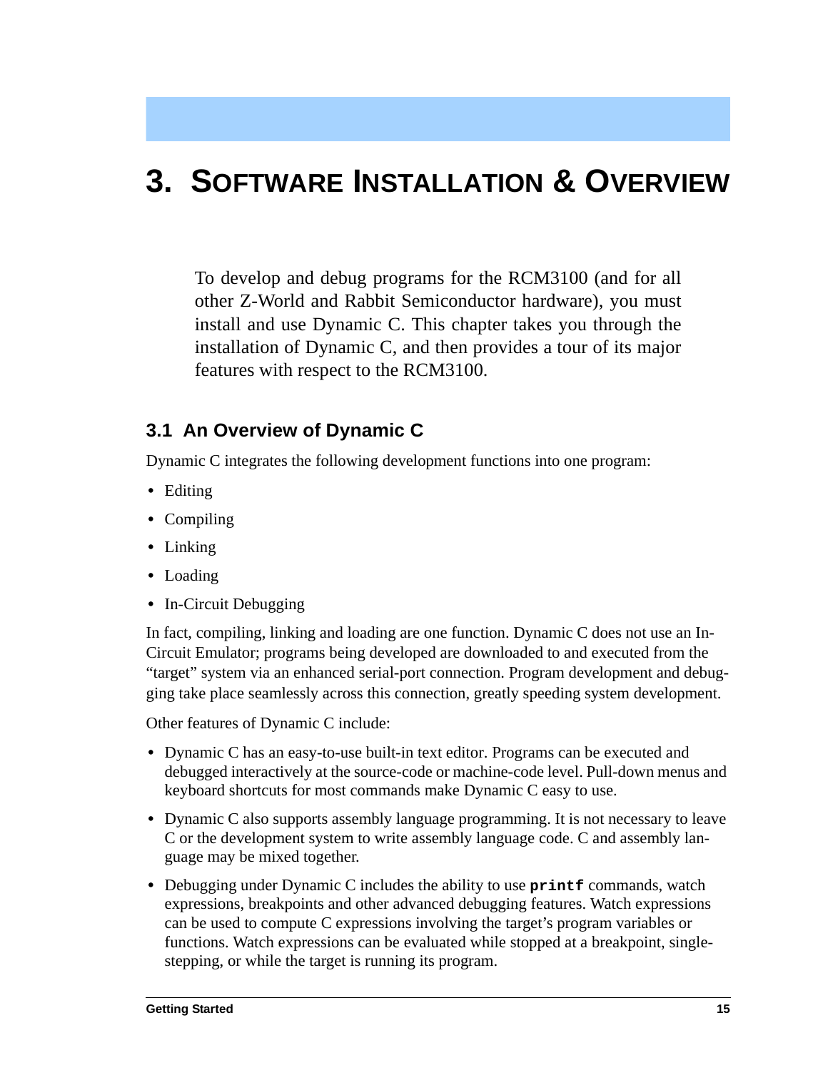# 3. Software Installation & Overview

To develop and debug programs for the RCM3100 (and for all other Z-World and Rabbit Semiconductor hardware), you must install and use Dynamic C. This chapter takes you through the installation of Dynamic C, and then provides a tour of its major features with respect to the RCM3100.

## 3.1 An Overview of Dynamic C

Dynamic C integrates the following development functions into one program:

- Editing
- Compiling
- Linking
- Loading
- In-Circuit Debugging

In fact, compiling, linking and loading are one function. Dynamic C does not use an In-Circuit Emulator; programs being developed are downloaded to and executed from the "target" system via an enhanced serial-port connection. Program development and debugging take place seamlessly across this connection, greatly speeding system development.

Other features of Dynamic C include:

- Dynamic C has an easy-to-use built-in text editor. Programs can be executed and debugged interactively at the source-code or machine-code level. Pull-down menus and keyboard shortcuts for most commands make Dynamic C easy to use.
- Dynamic C also supports assembly language programming. It is not necessary to leave C or the development system to write assembly language code. C and assembly language may be mixed together.
- Debugging under Dynamic C includes the ability to use **`printf`** commands, watch expressions, breakpoints and other advanced debugging features. Watch expressions can be used to compute C expressions involving the target's program variables or functions. Watch expressions can be evaluated while stopped at a breakpoint, single-stepping, or while the target is running its program.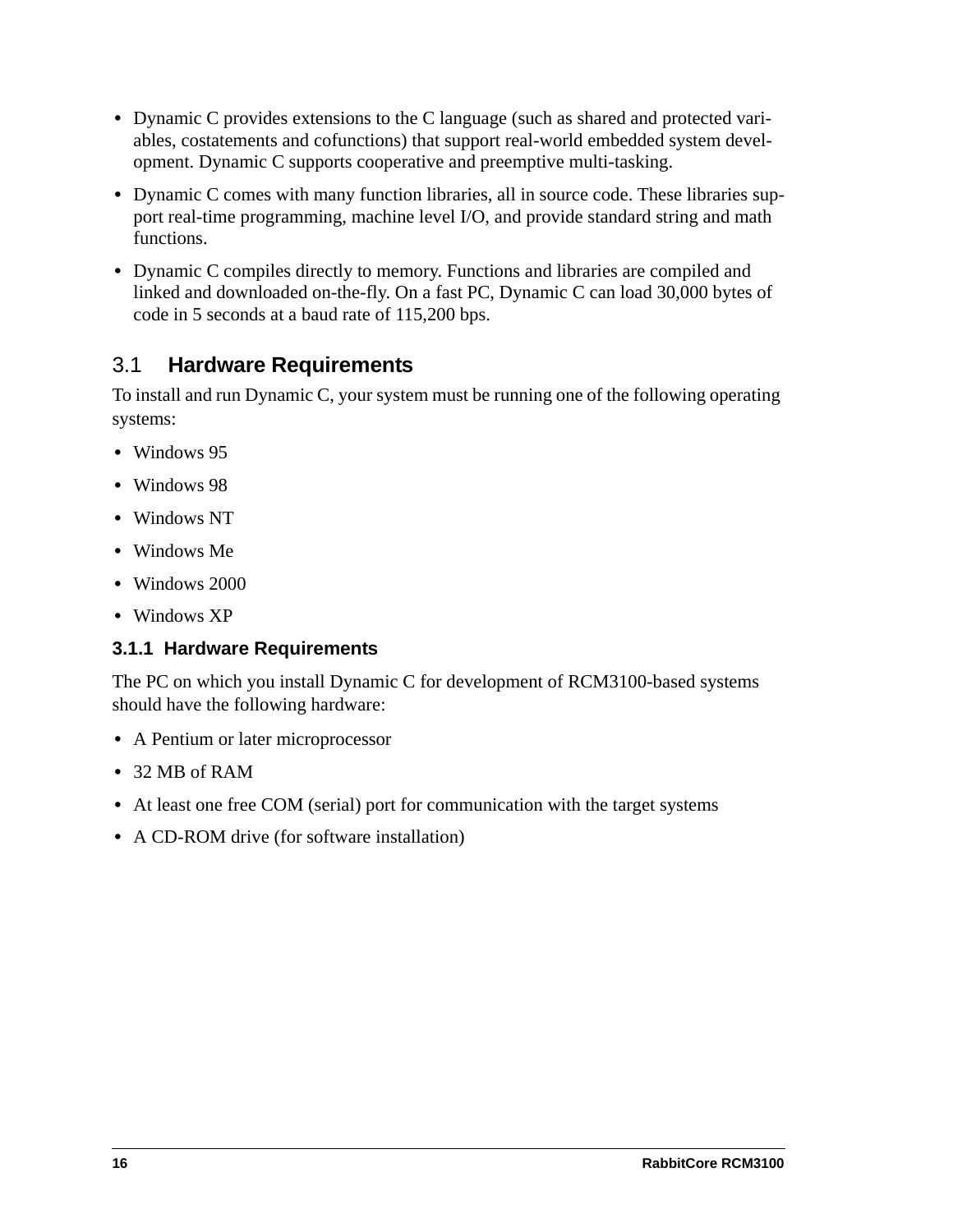- Dynamic C provides extensions to the C language (such as shared and protected variables, costatements and cofunctions) that support real-world embedded system development. Dynamic C supports cooperative and preemptive multi-tasking.
- Dynamic C comes with many function libraries, all in source code. These libraries support real-time programming, machine level I/O, and provide standard string and math functions.
- Dynamic C compiles directly to memory. Functions and libraries are compiled and linked and downloaded on-the-fly. On a fast PC, Dynamic C can load 30,000 bytes of code in 5 seconds at a baud rate of 115,200 bps.

## 3.1 Hardware Requirements

To install and run Dynamic C, your system must be running one of the following operating systems:

- Windows 95
- Windows 98
- Windows NT
- Windows Me
- Windows 2000
- Windows XP

### 3.1.1 Hardware Requirements

The PC on which you install Dynamic C for development of RCM3100-based systems should have the following hardware:

- A Pentium or later microprocessor
- 32 MB of RAM
- At least one free COM (serial) port for communication with the target systems
- A CD-ROM drive (for software installation)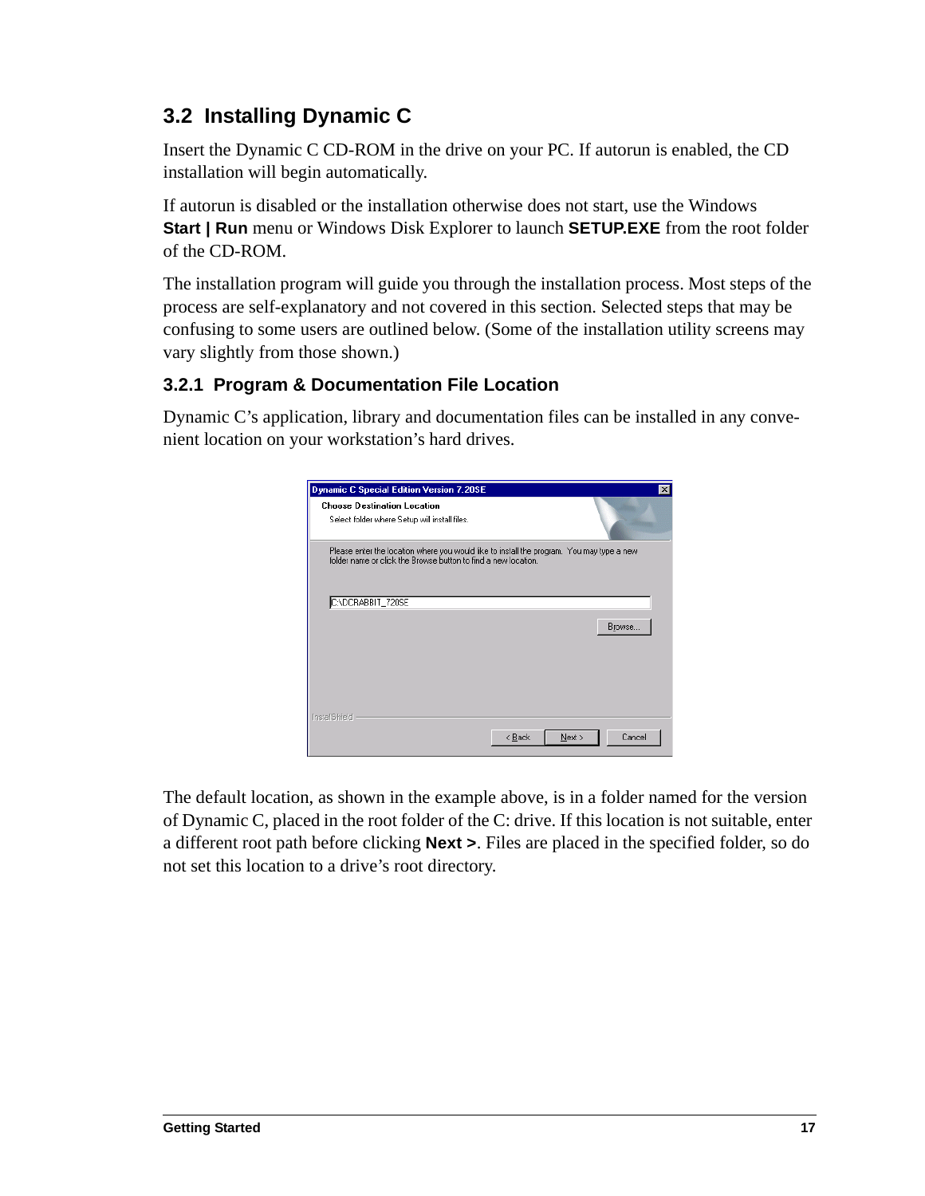## 3.2 Installing Dynamic C

Insert the Dynamic C CD-ROM in the drive on your PC. If autorun is enabled, the CD installation will begin automatically.

If autorun is disabled or the installation otherwise does not start, use the Windows **Start | Run** menu or Windows Disk Explorer to launch **SETUP.EXE** from the root folder of the CD-ROM.

The installation program will guide you through the installation process. Most steps of the process are self-explanatory and not covered in this section. Selected steps that may be confusing to some users are outlined below. (Some of the installation utility screens may vary slightly from those shown.)

### 3.2.1 Program & Documentation File Location

Dynamic C's application, library and documentation files can be installed in any convenient location on your workstation's hard drives.

The default location, as shown in the example above, is in a folder named for the version of Dynamic C, placed in the root folder of the C: drive. If this location is not suitable, enter a different root path before clicking **Next >**. Files are placed in the specified folder, so do not set this location to a drive's root directory.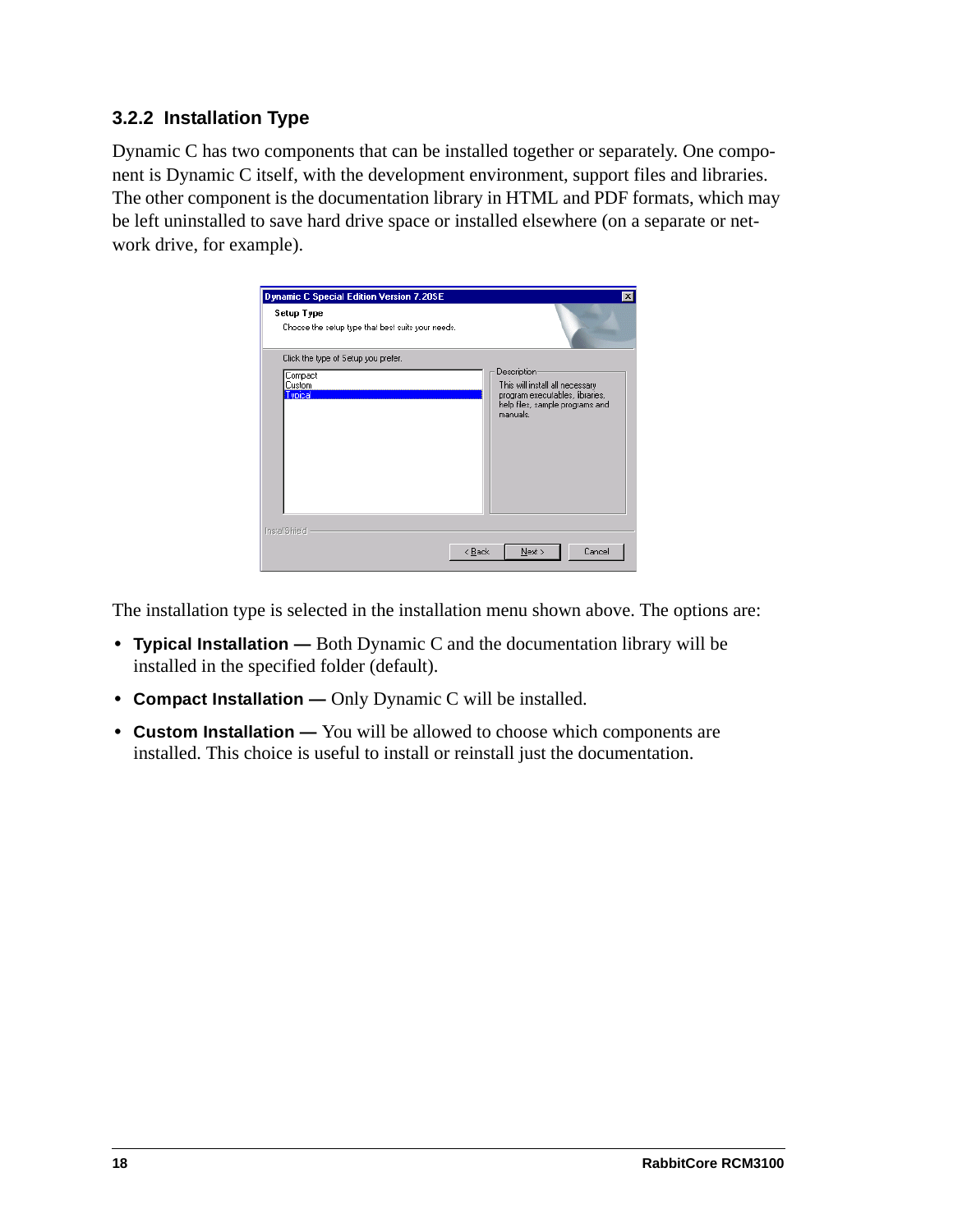### 3.2.2 Installation Type

Dynamic C has two components that can be installed together or separately. One component is Dynamic C itself, with the development environment, support files and libraries. The other component is the documentation library in HTML and PDF formats, which may be left uninstalled to save hard drive space or installed elsewhere (on a separate or network drive, for example).

The installation type is selected in the installation menu shown above. The options are:

- **Typical Installation —** Both Dynamic C and the documentation library will be installed in the specified folder (default).
- **Compact Installation —** Only Dynamic C will be installed.
- **Custom Installation —** You will be allowed to choose which components are installed. This choice is useful to install or reinstall just the documentation.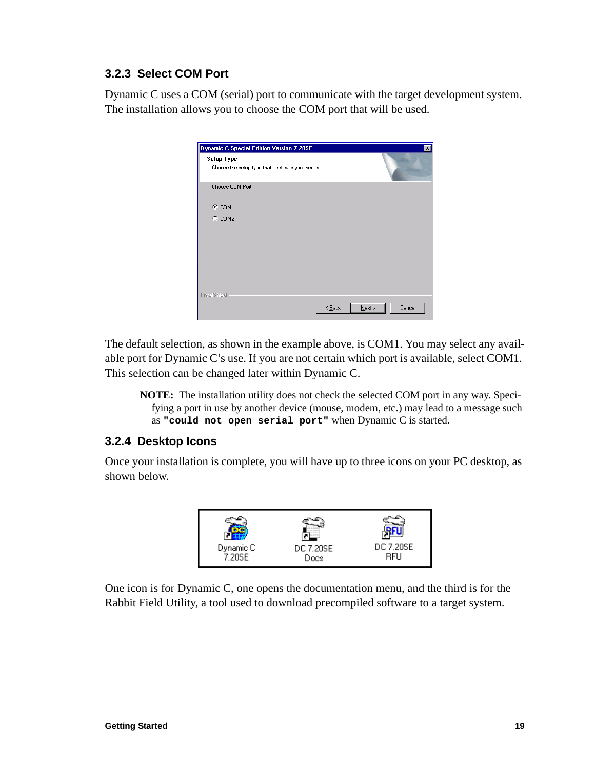### 3.2.3 Select COM Port

Dynamic C uses a COM (serial) port to communicate with the target development system. The installation allows you to choose the COM port that will be used.

The default selection, as shown in the example above, is COM1. You may select any available port for Dynamic C's use. If you are not certain which port is available, select COM1. This selection can be changed later within Dynamic C.

> **NOTE:** The installation utility does not check the selected COM port in any way. Specifying a port in use by another device (mouse, modem, etc.) may lead to a message such as **"could not open serial port"** when Dynamic C is started.

### 3.2.4 Desktop Icons

Once your installation is complete, you will have up to three icons on your PC desktop, as shown below.

One icon is for Dynamic C, one opens the documentation menu, and the third is for the Rabbit Field Utility, a tool used to download precompiled software to a target system.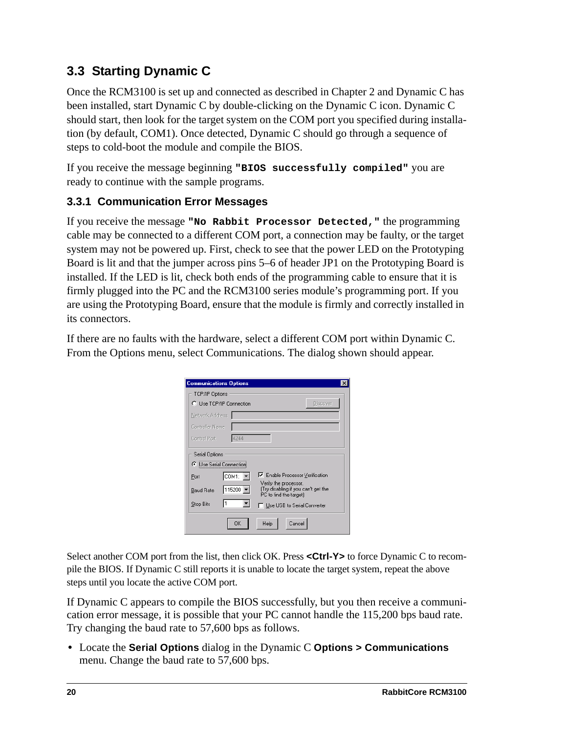## 3.3 Starting Dynamic C

Once the RCM3100 is set up and connected as described in Chapter 2 and Dynamic C has been installed, start Dynamic C by double-clicking on the Dynamic C icon. Dynamic C should start, then look for the target system on the COM port you specified during installation (by default, COM1). Once detected, Dynamic C should go through a sequence of steps to cold-boot the module and compile the BIOS.

If you receive the message beginning **`"BIOS successfully compiled"`** you are ready to continue with the sample programs.

### 3.3.1 Communication Error Messages

If you receive the message **`"No Rabbit Processor Detected,"`** the programming cable may be connected to a different COM port, a connection may be faulty, or the target system may not be powered up. First, check to see that the power LED on the Prototyping Board is lit and that the jumper across pins 5–6 of header JP1 on the Prototyping Board is installed. If the LED is lit, check both ends of the programming cable to ensure that it is firmly plugged into the PC and the RCM3100 series module's programming port. If you are using the Prototyping Board, ensure that the module is firmly and correctly installed in its connectors.

If there are no faults with the hardware, select a different COM port within Dynamic C. From the Options menu, select Communications. The dialog shown should appear.

Select another COM port from the list, then click OK. Press **<Ctrl-Y>** to force Dynamic C to recompile the BIOS. If Dynamic C still reports it is unable to locate the target system, repeat the above steps until you locate the active COM port.

If Dynamic C appears to compile the BIOS successfully, but you then receive a communication error message, it is possible that your PC cannot handle the 115,200 bps baud rate. Try changing the baud rate to 57,600 bps as follows.

- Locate the **Serial Options** dialog in the Dynamic C **Options > Communications** menu. Change the baud rate to 57,600 bps.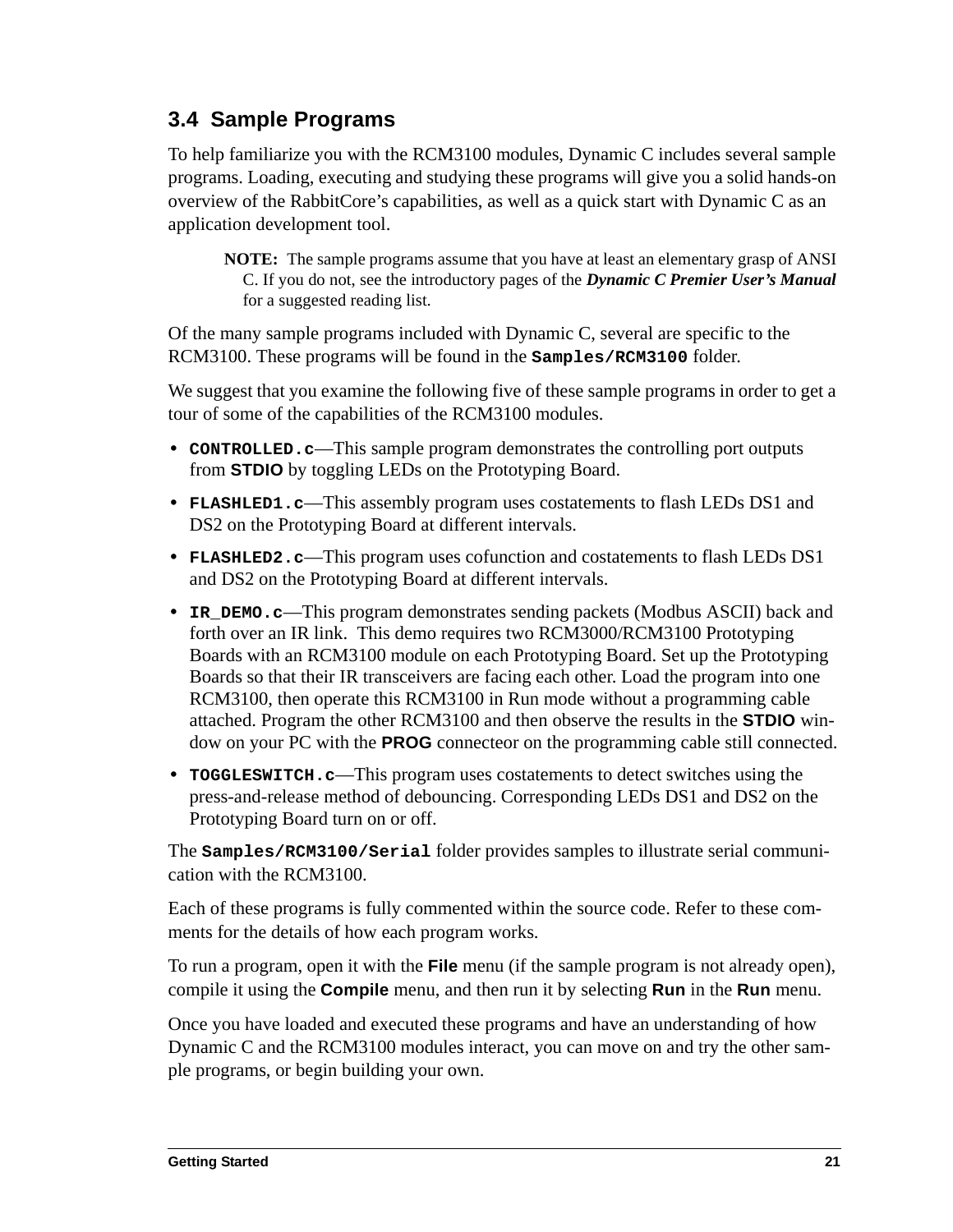## 3.4 Sample Programs

To help familiarize you with the RCM3100 modules, Dynamic C includes several sample programs. Loading, executing and studying these programs will give you a solid hands-on overview of the RabbitCore's capabilities, as well as a quick start with Dynamic C as an application development tool.

> **NOTE:** The sample programs assume that you have at least an elementary grasp of ANSI C. If you do not, see the introductory pages of the ***Dynamic C Premier User's Manual*** for a suggested reading list.

Of the many sample programs included with Dynamic C, several are specific to the RCM3100. These programs will be found in the **`Samples/RCM3100`** folder.

We suggest that you examine the following five of these sample programs in order to get a tour of some of the capabilities of the RCM3100 modules.

- **`CONTROLLED.c`**—This sample program demonstrates the controlling port outputs from **STDIO** by toggling LEDs on the Prototyping Board.
- **`FLASHLED1.c`**—This assembly program uses costatements to flash LEDs DS1 and DS2 on the Prototyping Board at different intervals.
- **`FLASHLED2.c`**—This program uses cofunction and costatements to flash LEDs DS1 and DS2 on the Prototyping Board at different intervals.
- **`IR_DEMO.c`**—This program demonstrates sending packets (Modbus ASCII) back and forth over an IR link. This demo requires two RCM3000/RCM3100 Prototyping Boards with an RCM3100 module on each Prototyping Board. Set up the Prototyping Boards so that their IR transceivers are facing each other. Load the program into one RCM3100, then operate this RCM3100 in Run mode without a programming cable attached. Program the other RCM3100 and then observe the results in the **STDIO** window on your PC with the **PROG** connecteor on the programming cable still connected.
- **`TOGGLESWITCH.c`**—This program uses costatements to detect switches using the press-and-release method of debouncing. Corresponding LEDs DS1 and DS2 on the Prototyping Board turn on or off.

The **`Samples/RCM3100/Serial`** folder provides samples to illustrate serial communication with the RCM3100.

Each of these programs is fully commented within the source code. Refer to these comments for the details of how each program works.

To run a program, open it with the **File** menu (if the sample program is not already open), compile it using the **Compile** menu, and then run it by selecting **Run** in the **Run** menu.

Once you have loaded and executed these programs and have an understanding of how Dynamic C and the RCM3100 modules interact, you can move on and try the other sample programs, or begin building your own.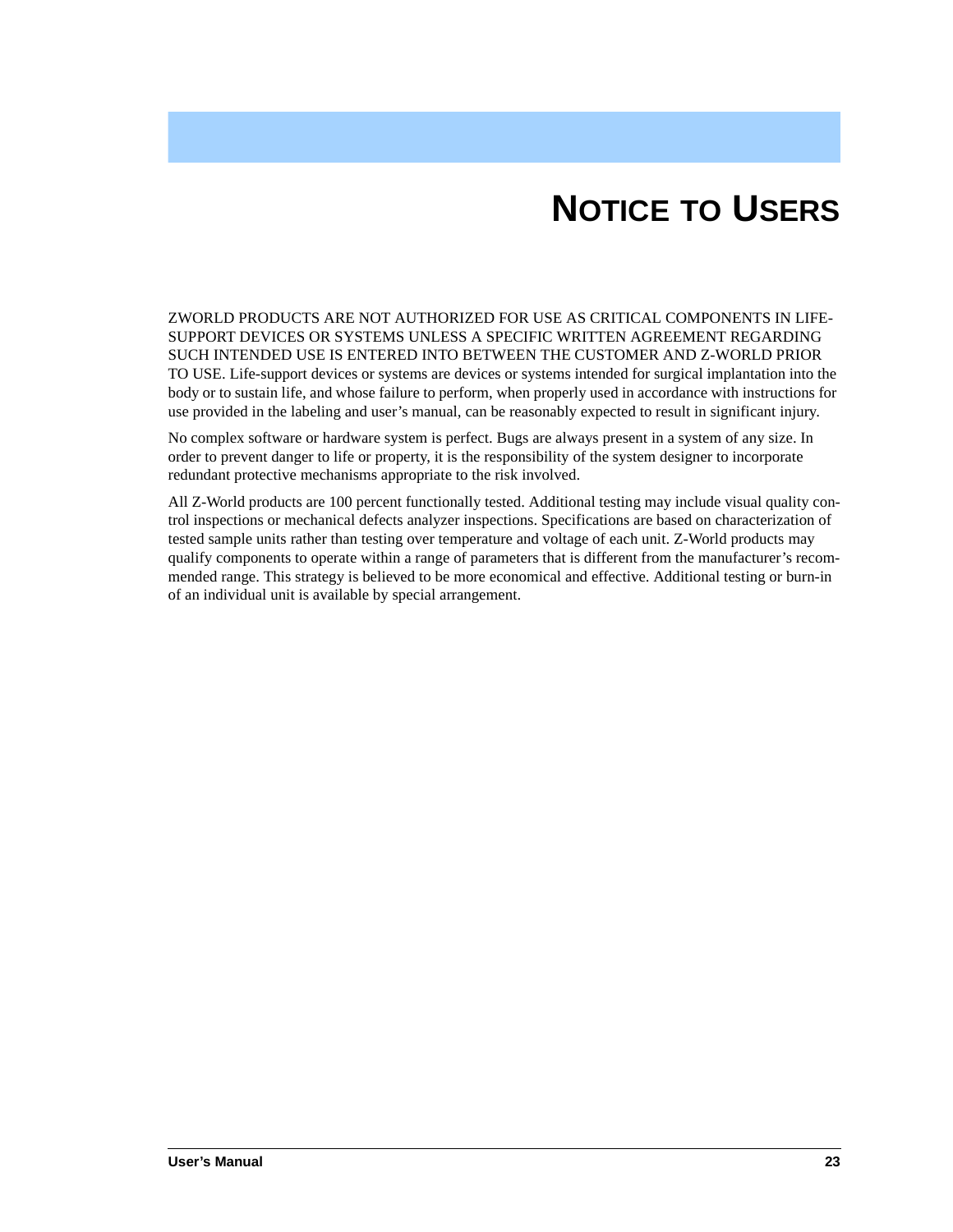# NOTICE TO USERS

ZWORLD PRODUCTS ARE NOT AUTHORIZED FOR USE AS CRITICAL COMPONENTS IN LIFE-SUPPORT DEVICES OR SYSTEMS UNLESS A SPECIFIC WRITTEN AGREEMENT REGARDING SUCH INTENDED USE IS ENTERED INTO BETWEEN THE CUSTOMER AND Z-WORLD PRIOR TO USE. Life-support devices or systems are devices or systems intended for surgical implantation into the body or to sustain life, and whose failure to perform, when properly used in accordance with instructions for use provided in the labeling and user's manual, can be reasonably expected to result in significant injury.

No complex software or hardware system is perfect. Bugs are always present in a system of any size. In order to prevent danger to life or property, it is the responsibility of the system designer to incorporate redundant protective mechanisms appropriate to the risk involved.

All Z-World products are 100 percent functionally tested. Additional testing may include visual quality control inspections or mechanical defects analyzer inspections. Specifications are based on characterization of tested sample units rather than testing over temperature and voltage of each unit. Z-World products may qualify components to operate within a range of parameters that is different from the manufacturer's recommended range. This strategy is believed to be more economical and effective. Additional testing or burn-in of an individual unit is available by special arrangement.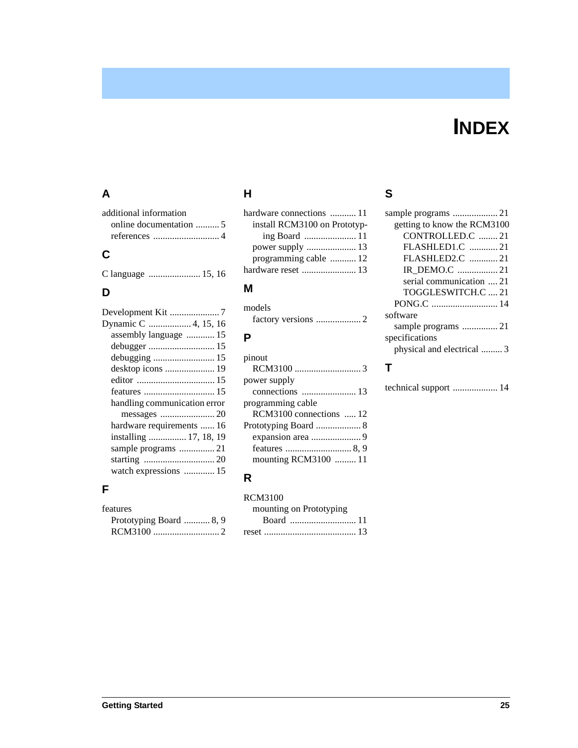# INDEX

## A

additional information
- online documentation .......... 5
- references ............................ 4

## C

C language ...................... 15, 16

## D

Development Kit ..................... 7
Dynamic C .................. 4, 15, 16
- assembly language ............ 15
- debugger ............................ 15
- debugging .......................... 15
- desktop icons ..................... 19
- editor ................................. 15
- features .............................. 15
- handling communication error messages ....................... 20
- hardware requirements ...... 16
- installing ................ 17, 18, 19
- sample programs ............... 21
- starting .............................. 20
- watch expressions ............. 15

## F

features
- Prototyping Board ........... 8, 9
- RCM3100 ............................ 2

## H

hardware connections ........... 11
- install RCM3100 on Prototyping Board ...................... 11
- power supply ..................... 13
- programming cable ........... 12

hardware reset ....................... 13

## M

models
- factory versions ................... 2

## P

pinout
- RCM3100 ............................ 3

power supply
- connections ....................... 13

programming cable
- RCM3100 connections ..... 12

Prototyping Board ................... 8
- expansion area ..................... 9
- features ............................ 8, 9
- mounting RCM3100 ......... 11

## R

RCM3100
- mounting on Prototyping Board ............................ 11

reset ....................................... 13

## S

sample programs ................... 21
- getting to know the RCM3100
  - CONTROLLED.C ........ 21
  - FLASHLED1.C ............ 21
  - FLASHLED2.C ............ 21
  - IR_DEMO.C ................. 21
  - serial communication .... 21
  - TOGGLESWITCH.C .... 21
- PONG.C ............................ 14

software
- sample programs ............... 21

specifications
- physical and electrical ......... 3

## T

technical support ................... 14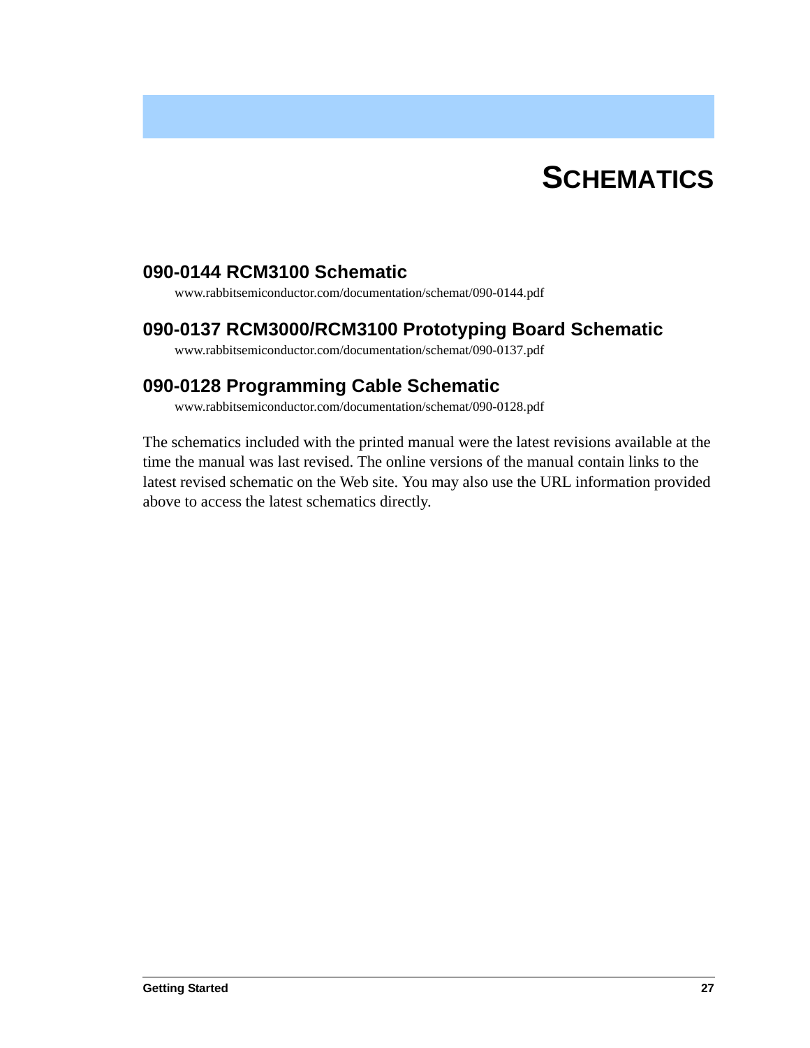# Schematics

## 090-0144 RCM3100 Schematic

www.rabbitsemiconductor.com/documentation/schemat/090-0144.pdf

## 090-0137 RCM3000/RCM3100 Prototyping Board Schematic

www.rabbitsemiconductor.com/documentation/schemat/090-0137.pdf

## 090-0128 Programming Cable Schematic

www.rabbitsemiconductor.com/documentation/schemat/090-0128.pdf

The schematics included with the printed manual were the latest revisions available at the time the manual was last revised. The online versions of the manual contain links to the latest revised schematic on the Web site. You may also use the URL information provided above to access the latest schematics directly.